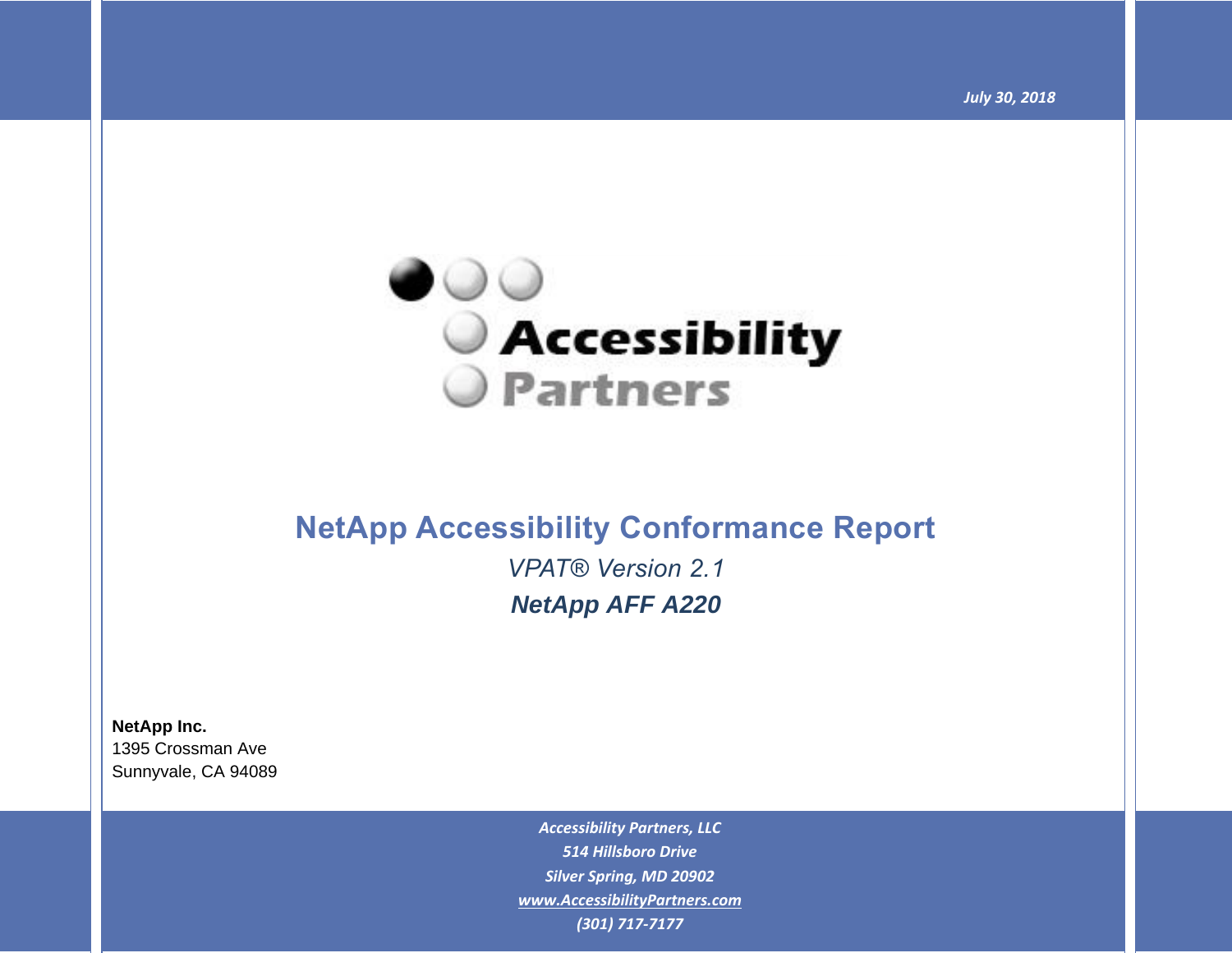*July 30, 2018*

Accessibility Partners

# NetApp Accessibility Conformance Report

*VPAT® Version 2.1*

***NetApp AFF A220***

**NetApp Inc.**
1395 Crossman Ave
Sunnyvale, CA 94089

***Accessibility Partners, LLC***
***514 Hillsboro Drive***
***Silver Spring, MD 20902***
***www.AccessibilityPartners.com***
***(301) 717-7177***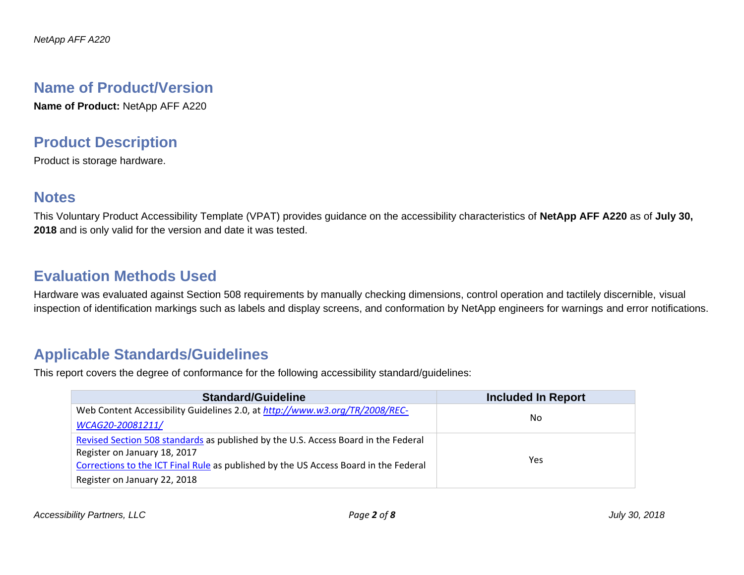## Name of Product/Version

**Name of Product:** NetApp AFF A220

## Product Description

Product is storage hardware.

## Notes

This Voluntary Product Accessibility Template (VPAT) provides guidance on the accessibility characteristics of **NetApp AFF A220** as of **July 30, 2018** and is only valid for the version and date it was tested.

## Evaluation Methods Used

Hardware was evaluated against Section 508 requirements by manually checking dimensions, control operation and tactilely discernible, visual inspection of identification markings such as labels and display screens, and conformation by NetApp engineers for warnings and error notifications.

## Applicable Standards/Guidelines

This report covers the degree of conformance for the following accessibility standard/guidelines:

| Standard/Guideline | Included In Report |
|---|---|
| Web Content Accessibility Guidelines 2.0, at *http://www.w3.org/TR/2008/REC-WCAG20-20081211/* | No |
| Revised Section 508 standards as published by the U.S. Access Board in the Federal Register on January 18, 2017<br>Corrections to the ICT Final Rule as published by the US Access Board in the Federal Register on January 22, 2018 | Yes |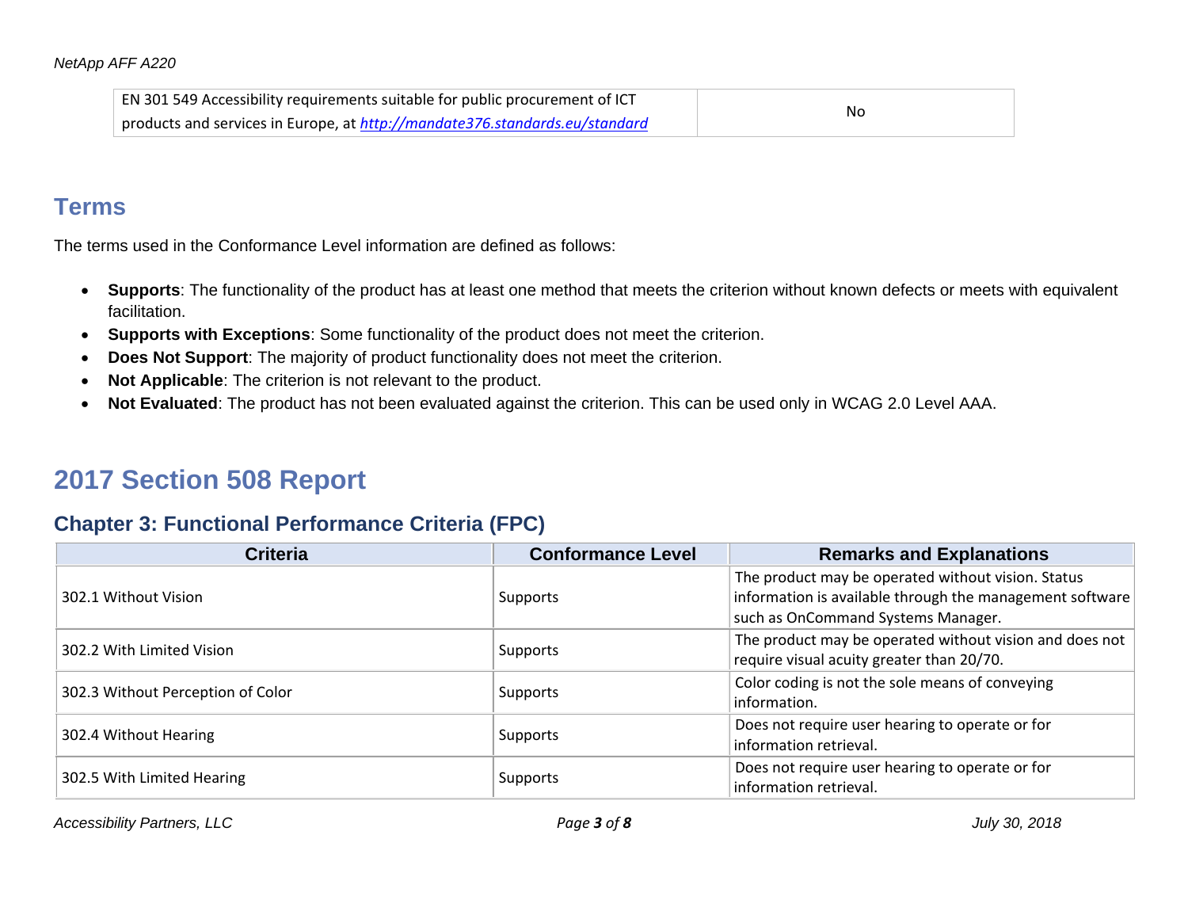| | |
|---|---|
| EN 301 549 Accessibility requirements suitable for public procurement of ICT products and services in Europe, at *http://mandate376.standards.eu/standard* | No |

## Terms

The terms used in the Conformance Level information are defined as follows:

- **Supports**: The functionality of the product has at least one method that meets the criterion without known defects or meets with equivalent facilitation.
- **Supports with Exceptions**: Some functionality of the product does not meet the criterion.
- **Does Not Support**: The majority of product functionality does not meet the criterion.
- **Not Applicable**: The criterion is not relevant to the product.
- **Not Evaluated**: The product has not been evaluated against the criterion. This can be used only in WCAG 2.0 Level AAA.

# 2017 Section 508 Report

### Chapter 3: Functional Performance Criteria (FPC)

| Criteria | Conformance Level | Remarks and Explanations |
|---|---|---|
| 302.1 Without Vision | Supports | The product may be operated without vision. Status information is available through the management software such as OnCommand Systems Manager. |
| 302.2 With Limited Vision | Supports | The product may be operated without vision and does not require visual acuity greater than 20/70. |
| 302.3 Without Perception of Color | Supports | Color coding is not the sole means of conveying information. |
| 302.4 Without Hearing | Supports | Does not require user hearing to operate or for information retrieval. |
| 302.5 With Limited Hearing | Supports | Does not require user hearing to operate or for information retrieval. |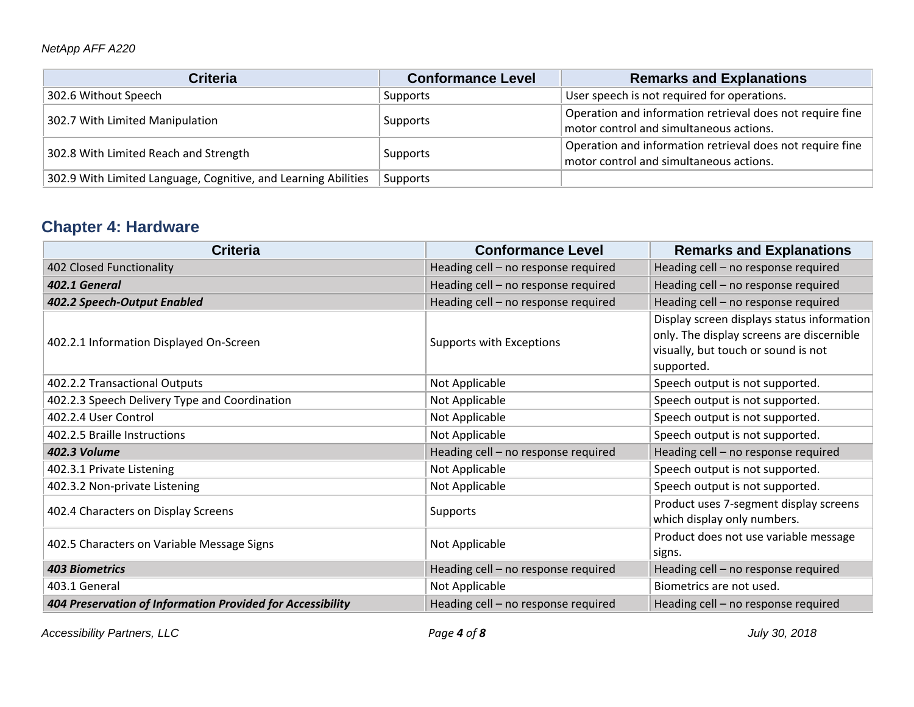| Criteria | Conformance Level | Remarks and Explanations |
|---|---|---|
| 302.6 Without Speech | Supports | User speech is not required for operations. |
| 302.7 With Limited Manipulation | Supports | Operation and information retrieval does not require fine motor control and simultaneous actions. |
| 302.8 With Limited Reach and Strength | Supports | Operation and information retrieval does not require fine motor control and simultaneous actions. |
| 302.9 With Limited Language, Cognitive, and Learning Abilities | Supports | |

## Chapter 4: Hardware

| Criteria | Conformance Level | Remarks and Explanations |
|---|---|---|
| 402 Closed Functionality | Heading cell – no response required | Heading cell – no response required |
| ***402.1 General*** | Heading cell – no response required | Heading cell – no response required |
| ***402.2 Speech-Output Enabled*** | Heading cell – no response required | Heading cell – no response required |
| 402.2.1 Information Displayed On-Screen | Supports with Exceptions | Display screen displays status information only. The display screens are discernible visually, but touch or sound is not supported. |
| 402.2.2 Transactional Outputs | Not Applicable | Speech output is not supported. |
| 402.2.3 Speech Delivery Type and Coordination | Not Applicable | Speech output is not supported. |
| 402.2.4 User Control | Not Applicable | Speech output is not supported. |
| 402.2.5 Braille Instructions | Not Applicable | Speech output is not supported. |
| ***402.3 Volume*** | Heading cell – no response required | Heading cell – no response required |
| 402.3.1 Private Listening | Not Applicable | Speech output is not supported. |
| 402.3.2 Non-private Listening | Not Applicable | Speech output is not supported. |
| 402.4 Characters on Display Screens | Supports | Product uses 7-segment display screens which display only numbers. |
| 402.5 Characters on Variable Message Signs | Not Applicable | Product does not use variable message signs. |
| ***403 Biometrics*** | Heading cell – no response required | Heading cell – no response required |
| 403.1 General | Not Applicable | Biometrics are not used. |
| ***404 Preservation of Information Provided for Accessibility*** | Heading cell – no response required | Heading cell – no response required |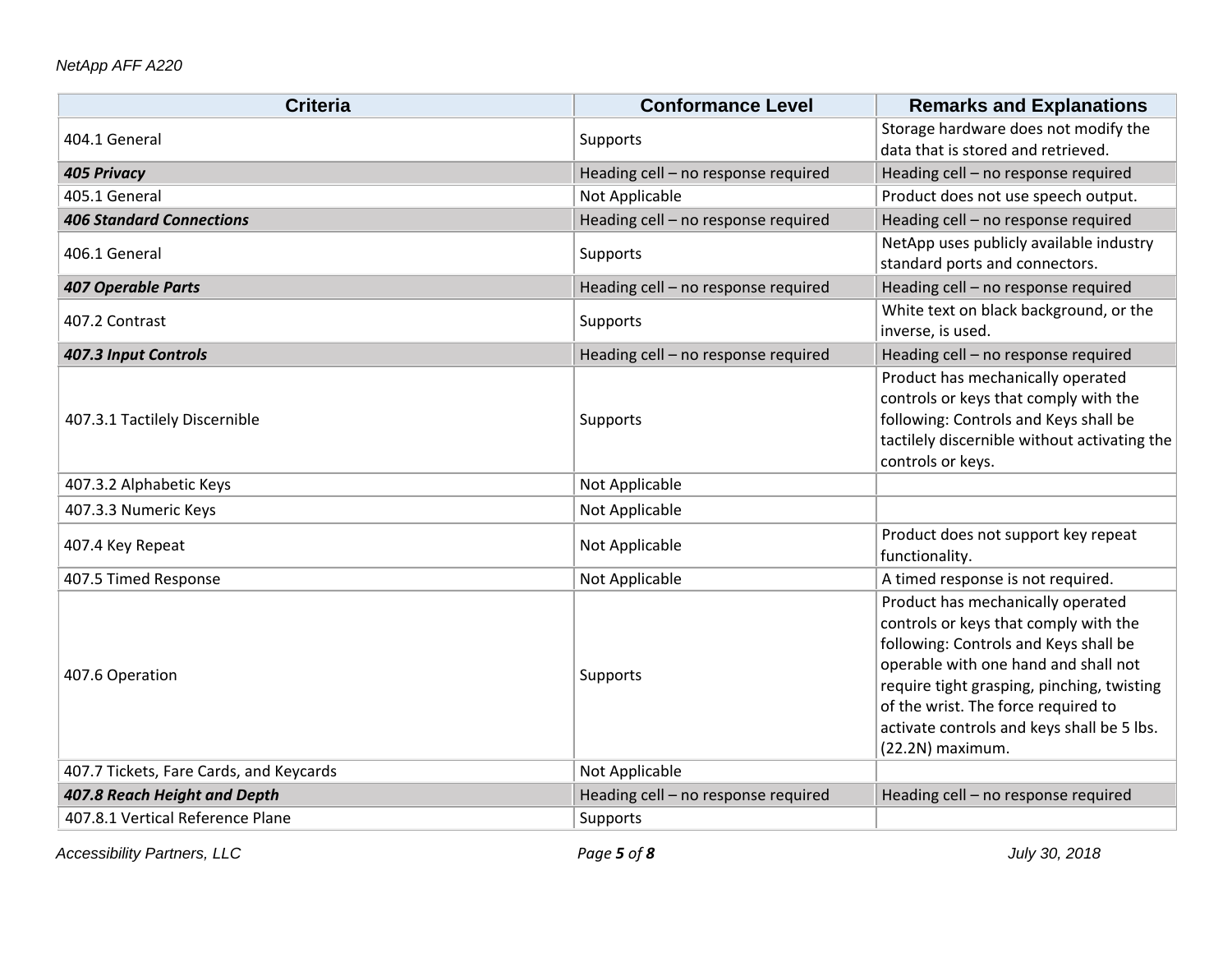| Criteria | Conformance Level | Remarks and Explanations |
|---|---|---|
| 404.1 General | Supports | Storage hardware does not modify the data that is stored and retrieved. |
| ***405 Privacy*** | Heading cell – no response required | Heading cell – no response required |
| 405.1 General | Not Applicable | Product does not use speech output. |
| ***406 Standard Connections*** | Heading cell – no response required | Heading cell – no response required |
| 406.1 General | Supports | NetApp uses publicly available industry standard ports and connectors. |
| ***407 Operable Parts*** | Heading cell – no response required | Heading cell – no response required |
| 407.2 Contrast | Supports | White text on black background, or the inverse, is used. |
| ***407.3 Input Controls*** | Heading cell – no response required | Heading cell – no response required |
| 407.3.1 Tactilely Discernible | Supports | Product has mechanically operated controls or keys that comply with the following: Controls and Keys shall be tactilely discernible without activating the controls or keys. |
| 407.3.2 Alphabetic Keys | Not Applicable | |
| 407.3.3 Numeric Keys | Not Applicable | |
| 407.4 Key Repeat | Not Applicable | Product does not support key repeat functionality. |
| 407.5 Timed Response | Not Applicable | A timed response is not required. |
| 407.6 Operation | Supports | Product has mechanically operated controls or keys that comply with the following: Controls and Keys shall be operable with one hand and shall not require tight grasping, pinching, twisting of the wrist. The force required to activate controls and keys shall be 5 lbs. (22.2N) maximum. |
| 407.7 Tickets, Fare Cards, and Keycards | Not Applicable | |
| ***407.8 Reach Height and Depth*** | Heading cell – no response required | Heading cell – no response required |
| 407.8.1 Vertical Reference Plane | Supports | |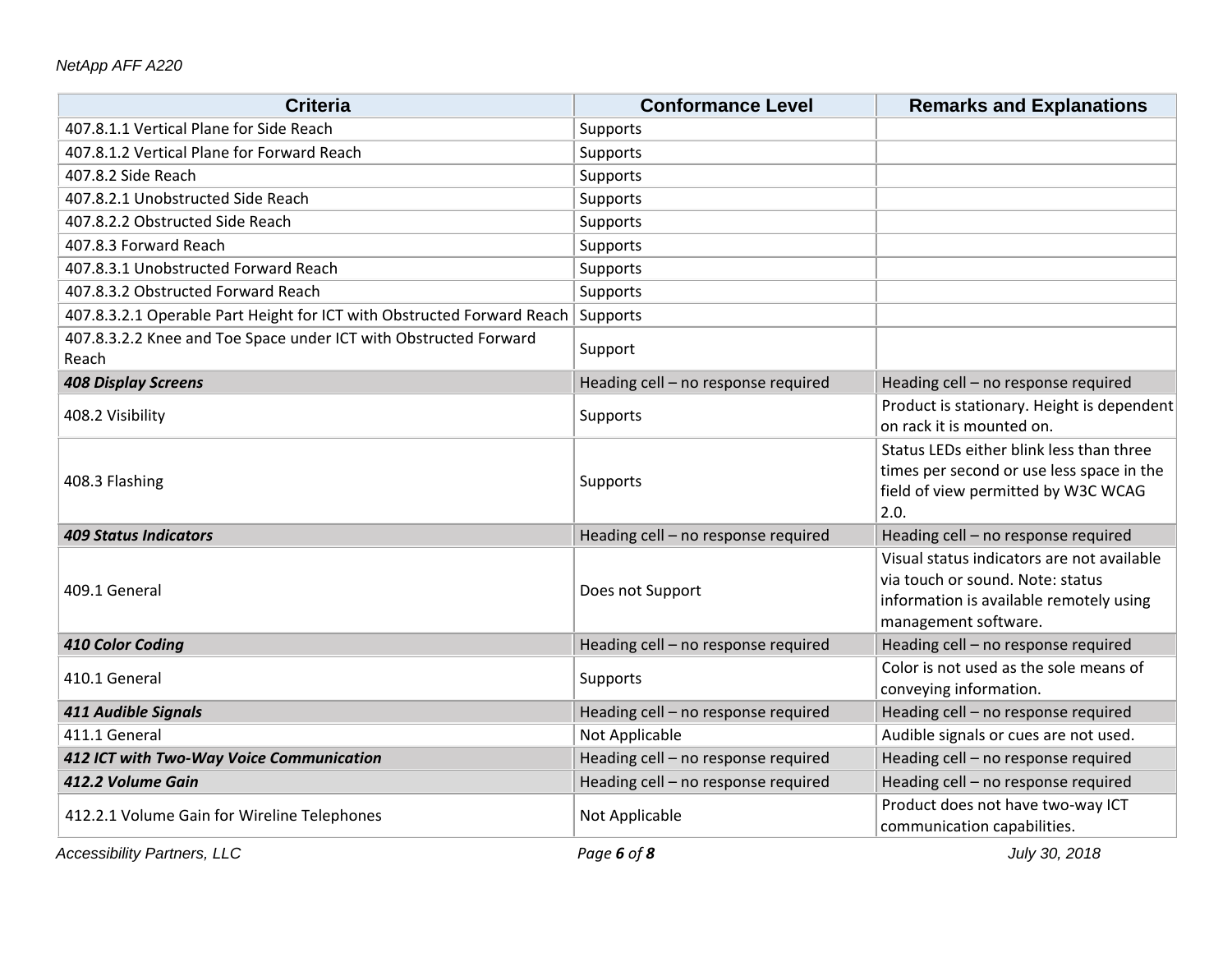| Criteria | Conformance Level | Remarks and Explanations |
|---|---|---|
| 407.8.1.1 Vertical Plane for Side Reach | Supports | |
| 407.8.1.2 Vertical Plane for Forward Reach | Supports | |
| 407.8.2 Side Reach | Supports | |
| 407.8.2.1 Unobstructed Side Reach | Supports | |
| 407.8.2.2 Obstructed Side Reach | Supports | |
| 407.8.3 Forward Reach | Supports | |
| 407.8.3.1 Unobstructed Forward Reach | Supports | |
| 407.8.3.2 Obstructed Forward Reach | Supports | |
| 407.8.3.2.1 Operable Part Height for ICT with Obstructed Forward Reach | Supports | |
| 407.8.3.2.2 Knee and Toe Space under ICT with Obstructed Forward Reach | Support | |
| ***408 Display Screens*** | Heading cell – no response required | Heading cell – no response required |
| 408.2 Visibility | Supports | Product is stationary. Height is dependent on rack it is mounted on. |
| 408.3 Flashing | Supports | Status LEDs either blink less than three times per second or use less space in the field of view permitted by W3C WCAG 2.0. |
| ***409 Status Indicators*** | Heading cell – no response required | Heading cell – no response required |
| 409.1 General | Does not Support | Visual status indicators are not available via touch or sound. Note: status information is available remotely using management software. |
| ***410 Color Coding*** | Heading cell – no response required | Heading cell – no response required |
| 410.1 General | Supports | Color is not used as the sole means of conveying information. |
| ***411 Audible Signals*** | Heading cell – no response required | Heading cell – no response required |
| 411.1 General | Not Applicable | Audible signals or cues are not used. |
| ***412 ICT with Two-Way Voice Communication*** | Heading cell – no response required | Heading cell – no response required |
| ***412.2 Volume Gain*** | Heading cell – no response required | Heading cell – no response required |
| 412.2.1 Volume Gain for Wireline Telephones | Not Applicable | Product does not have two-way ICT communication capabilities. |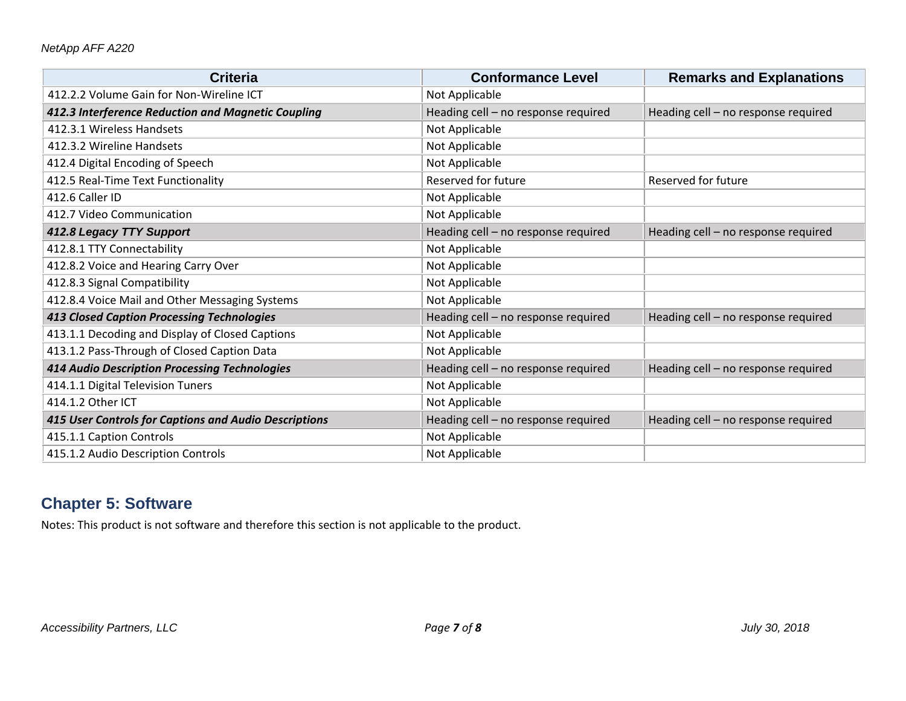| Criteria | Conformance Level | Remarks and Explanations |
|---|---|---|
| 412.2.2 Volume Gain for Non-Wireline ICT | Not Applicable | |
| ***412.3 Interference Reduction and Magnetic Coupling*** | Heading cell – no response required | Heading cell – no response required |
| 412.3.1 Wireless Handsets | Not Applicable | |
| 412.3.2 Wireline Handsets | Not Applicable | |
| 412.4 Digital Encoding of Speech | Not Applicable | |
| 412.5 Real-Time Text Functionality | Reserved for future | Reserved for future |
| 412.6 Caller ID | Not Applicable | |
| 412.7 Video Communication | Not Applicable | |
| ***412.8 Legacy TTY Support*** | Heading cell – no response required | Heading cell – no response required |
| 412.8.1 TTY Connectability | Not Applicable | |
| 412.8.2 Voice and Hearing Carry Over | Not Applicable | |
| 412.8.3 Signal Compatibility | Not Applicable | |
| 412.8.4 Voice Mail and Other Messaging Systems | Not Applicable | |
| ***413 Closed Caption Processing Technologies*** | Heading cell – no response required | Heading cell – no response required |
| 413.1.1 Decoding and Display of Closed Captions | Not Applicable | |
| 413.1.2 Pass-Through of Closed Caption Data | Not Applicable | |
| ***414 Audio Description Processing Technologies*** | Heading cell – no response required | Heading cell – no response required |
| 414.1.1 Digital Television Tuners | Not Applicable | |
| 414.1.2 Other ICT | Not Applicable | |
| ***415 User Controls for Captions and Audio Descriptions*** | Heading cell – no response required | Heading cell – no response required |
| 415.1.1 Caption Controls | Not Applicable | |
| 415.1.2 Audio Description Controls | Not Applicable | |

## Chapter 5: Software

Notes: This product is not software and therefore this section is not applicable to the product.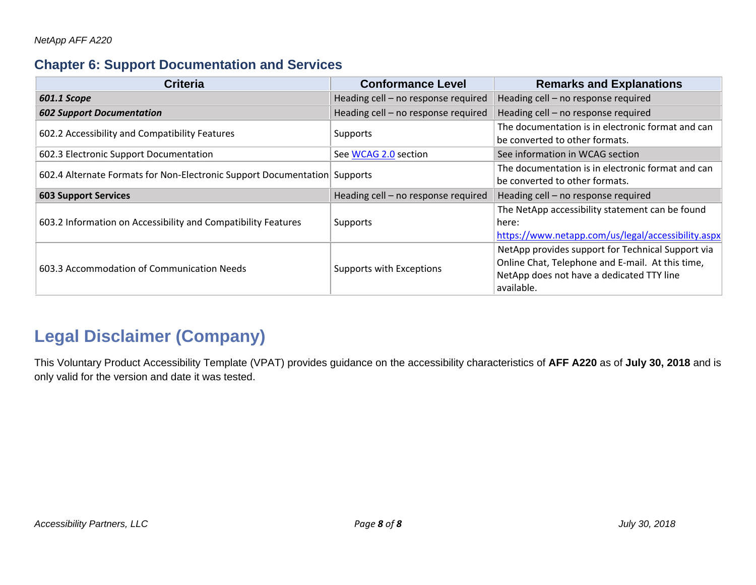## Chapter 6: Support Documentation and Services

| Criteria | Conformance Level | Remarks and Explanations |
|---|---|---|
| ***601.1 Scope*** | Heading cell – no response required | Heading cell – no response required |
| ***602 Support Documentation*** | Heading cell – no response required | Heading cell – no response required |
| 602.2 Accessibility and Compatibility Features | Supports | The documentation is in electronic format and can be converted to other formats. |
| 602.3 Electronic Support Documentation | See [WCAG 2.0](#) section | See information in WCAG section |
| 602.4 Alternate Formats for Non-Electronic Support Documentation | Supports | The documentation is in electronic format and can be converted to other formats. |
| **603 Support Services** | Heading cell – no response required | Heading cell – no response required |
| 603.2 Information on Accessibility and Compatibility Features | Supports | The NetApp accessibility statement can be found here: https://www.netapp.com/us/legal/accessibility.aspx |
| 603.3 Accommodation of Communication Needs | Supports with Exceptions | NetApp provides support for Technical Support via Online Chat, Telephone and E-mail. At this time, NetApp does not have a dedicated TTY line available. |

# Legal Disclaimer (Company)

This Voluntary Product Accessibility Template (VPAT) provides guidance on the accessibility characteristics of **AFF A220** as of **July 30, 2018** and is only valid for the version and date it was tested.